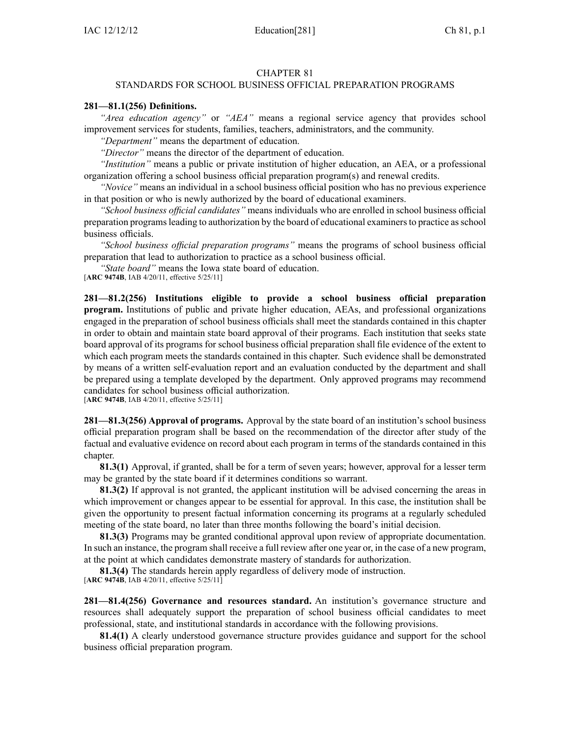# CHAPTER 81
## STANDARDS FOR SCHOOL BUSINESS OFFICIAL PREPARATION PROGRAMS

**281—81.1(256) Definitions.**

*"Area education agency"* or *"AEA"* means a regional service agency that provides school improvement services for students, families, teachers, administrators, and the community.

*"Department"* means the department of education.

*"Director"* means the director of the department of education.

*"Institution"* means a public or private institution of higher education, an AEA, or a professional organization offering a school business official preparation program(s) and renewal credits.

*"Novice"* means an individual in a school business official position who has no previous experience in that position or who is newly authorized by the board of educational examiners.

*"School business official candidates"* means individuals who are enrolled in school business official preparation programs leading to authorization by the board of educational examiners to practice as school business officials.

*"School business official preparation programs"* means the programs of school business official preparation that lead to authorization to practice as a school business official.

*"State board"* means the Iowa state board of education.

[**ARC 9474B**, IAB 4/20/11, effective 5/25/11]

**281—81.2(256) Institutions eligible to provide a school business official preparation program.** Institutions of public and private higher education, AEAs, and professional organizations engaged in the preparation of school business officials shall meet the standards contained in this chapter in order to obtain and maintain state board approval of their programs. Each institution that seeks state board approval of its programs for school business official preparation shall file evidence of the extent to which each program meets the standards contained in this chapter. Such evidence shall be demonstrated by means of a written self-evaluation report and an evaluation conducted by the department and shall be prepared using a template developed by the department. Only approved programs may recommend candidates for school business official authorization.

[**ARC 9474B**, IAB 4/20/11, effective 5/25/11]

**281—81.3(256) Approval of programs.** Approval by the state board of an institution's school business official preparation program shall be based on the recommendation of the director after study of the factual and evaluative evidence on record about each program in terms of the standards contained in this chapter.

**81.3(1)** Approval, if granted, shall be for a term of seven years; however, approval for a lesser term may be granted by the state board if it determines conditions so warrant.

**81.3(2)** If approval is not granted, the applicant institution will be advised concerning the areas in which improvement or changes appear to be essential for approval. In this case, the institution shall be given the opportunity to present factual information concerning its programs at a regularly scheduled meeting of the state board, no later than three months following the board's initial decision.

**81.3(3)** Programs may be granted conditional approval upon review of appropriate documentation. In such an instance, the program shall receive a full review after one year or, in the case of a new program, at the point at which candidates demonstrate mastery of standards for authorization.

**81.3(4)** The standards herein apply regardless of delivery mode of instruction.

[**ARC 9474B**, IAB 4/20/11, effective 5/25/11]

**281—81.4(256) Governance and resources standard.** An institution's governance structure and resources shall adequately support the preparation of school business official candidates to meet professional, state, and institutional standards in accordance with the following provisions.

**81.4(1)** A clearly understood governance structure provides guidance and support for the school business official preparation program.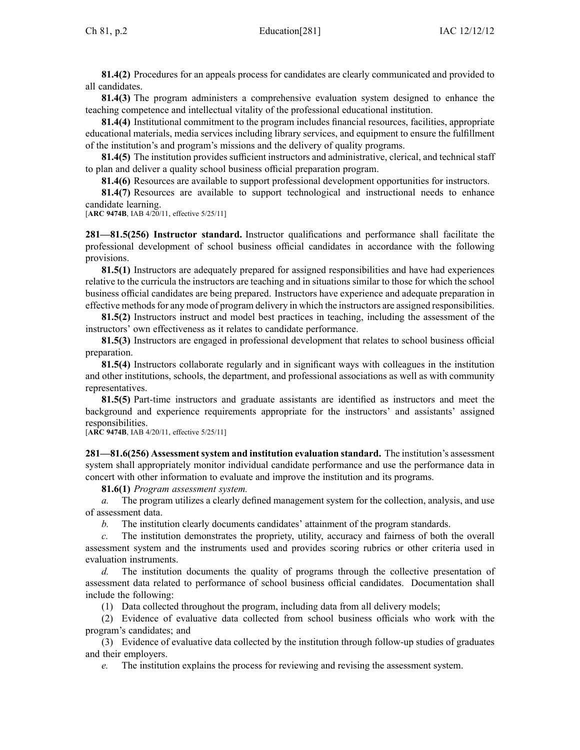**81.4(2)** Procedures for an appeals process for candidates are clearly communicated and provided to all candidates.

**81.4(3)** The program administers a comprehensive evaluation system designed to enhance the teaching competence and intellectual vitality of the professional educational institution.

**81.4(4)** Institutional commitment to the program includes financial resources, facilities, appropriate educational materials, media services including library services, and equipment to ensure the fulfillment of the institution's and program's missions and the delivery of quality programs.

**81.4(5)** The institution provides sufficient instructors and administrative, clerical, and technical staff to plan and deliver a quality school business official preparation program.

**81.4(6)** Resources are available to support professional development opportunities for instructors.

**81.4(7)** Resources are available to support technological and instructional needs to enhance candidate learning.

[**ARC 9474B**, IAB 4/20/11, effective 5/25/11]

**281—81.5(256) Instructor standard.** Instructor qualifications and performance shall facilitate the professional development of school business official candidates in accordance with the following provisions.

**81.5(1)** Instructors are adequately prepared for assigned responsibilities and have had experiences relative to the curricula the instructors are teaching and in situations similar to those for which the school business official candidates are being prepared. Instructors have experience and adequate preparation in effective methods for any mode of program delivery in which the instructors are assigned responsibilities.

**81.5(2)** Instructors instruct and model best practices in teaching, including the assessment of the instructors' own effectiveness as it relates to candidate performance.

**81.5(3)** Instructors are engaged in professional development that relates to school business official preparation.

**81.5(4)** Instructors collaborate regularly and in significant ways with colleagues in the institution and other institutions, schools, the department, and professional associations as well as with community representatives.

**81.5(5)** Part-time instructors and graduate assistants are identified as instructors and meet the background and experience requirements appropriate for the instructors' and assistants' assigned responsibilities.

[**ARC 9474B**, IAB 4/20/11, effective 5/25/11]

**281—81.6(256) Assessment system and institution evaluation standard.** The institution's assessment system shall appropriately monitor individual candidate performance and use the performance data in concert with other information to evaluate and improve the institution and its programs.

**81.6(1)** *Program assessment system.*

*a.* The program utilizes a clearly defined management system for the collection, analysis, and use of assessment data.

*b.* The institution clearly documents candidates' attainment of the program standards.

*c.* The institution demonstrates the propriety, utility, accuracy and fairness of both the overall assessment system and the instruments used and provides scoring rubrics or other criteria used in evaluation instruments.

*d.* The institution documents the quality of programs through the collective presentation of assessment data related to performance of school business official candidates. Documentation shall include the following:

(1) Data collected throughout the program, including data from all delivery models;

(2) Evidence of evaluative data collected from school business officials who work with the program's candidates; and

(3) Evidence of evaluative data collected by the institution through follow-up studies of graduates and their employers.

*e.* The institution explains the process for reviewing and revising the assessment system.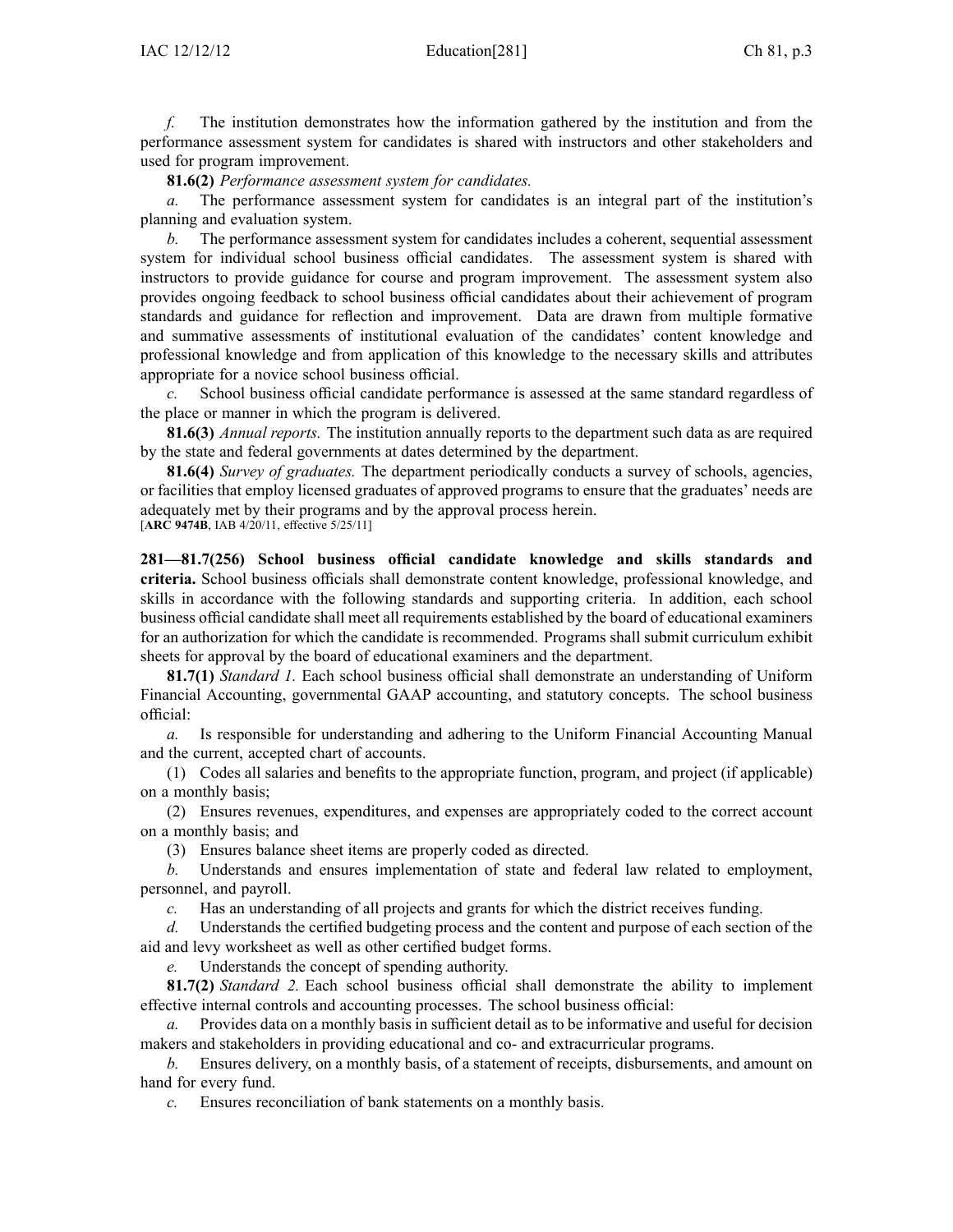*f.* The institution demonstrates how the information gathered by the institution and from the performance assessment system for candidates is shared with instructors and other stakeholders and used for program improvement.

**81.6(2)** *Performance assessment system for candidates.*

*a.* The performance assessment system for candidates is an integral part of the institution's planning and evaluation system.

*b.* The performance assessment system for candidates includes a coherent, sequential assessment system for individual school business official candidates. The assessment system is shared with instructors to provide guidance for course and program improvement. The assessment system also provides ongoing feedback to school business official candidates about their achievement of program standards and guidance for reflection and improvement. Data are drawn from multiple formative and summative assessments of institutional evaluation of the candidates' content knowledge and professional knowledge and from application of this knowledge to the necessary skills and attributes appropriate for a novice school business official.

*c.* School business official candidate performance is assessed at the same standard regardless of the place or manner in which the program is delivered.

**81.6(3)** *Annual reports.* The institution annually reports to the department such data as are required by the state and federal governments at dates determined by the department.

**81.6(4)** *Survey of graduates.* The department periodically conducts a survey of schools, agencies, or facilities that employ licensed graduates of approved programs to ensure that the graduates' needs are adequately met by their programs and by the approval process herein.
[**ARC 9474B**, IAB 4/20/11, effective 5/25/11]

**281—81.7(256) School business official candidate knowledge and skills standards and criteria.** School business officials shall demonstrate content knowledge, professional knowledge, and skills in accordance with the following standards and supporting criteria. In addition, each school business official candidate shall meet all requirements established by the board of educational examiners for an authorization for which the candidate is recommended. Programs shall submit curriculum exhibit sheets for approval by the board of educational examiners and the department.

**81.7(1)** *Standard 1.* Each school business official shall demonstrate an understanding of Uniform Financial Accounting, governmental GAAP accounting, and statutory concepts. The school business official:

*a.* Is responsible for understanding and adhering to the Uniform Financial Accounting Manual and the current, accepted chart of accounts.

(1) Codes all salaries and benefits to the appropriate function, program, and project (if applicable) on a monthly basis;

(2) Ensures revenues, expenditures, and expenses are appropriately coded to the correct account on a monthly basis; and

(3) Ensures balance sheet items are properly coded as directed.

*b.* Understands and ensures implementation of state and federal law related to employment, personnel, and payroll.

*c.* Has an understanding of all projects and grants for which the district receives funding.

*d.* Understands the certified budgeting process and the content and purpose of each section of the aid and levy worksheet as well as other certified budget forms.

*e.* Understands the concept of spending authority.

**81.7(2)** *Standard 2.* Each school business official shall demonstrate the ability to implement effective internal controls and accounting processes. The school business official:

*a.* Provides data on a monthly basis in sufficient detail as to be informative and useful for decision makers and stakeholders in providing educational and co- and extracurricular programs.

*b.* Ensures delivery, on a monthly basis, of a statement of receipts, disbursements, and amount on hand for every fund.

*c.* Ensures reconciliation of bank statements on a monthly basis.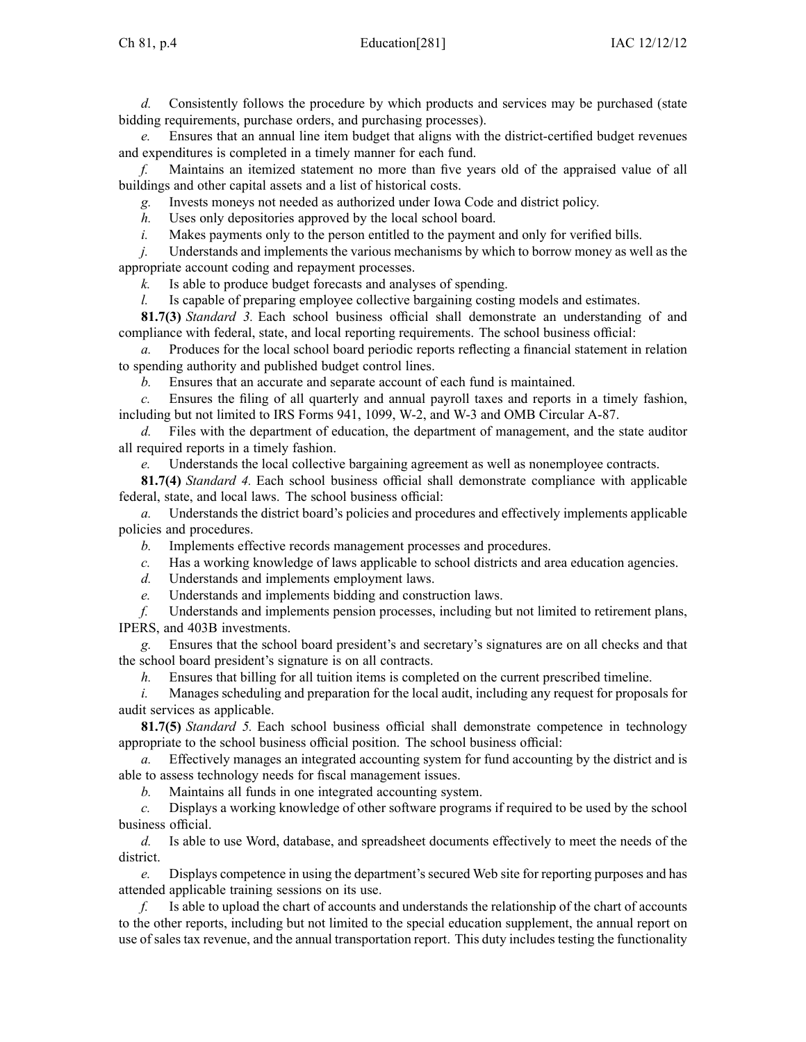*d.* Consistently follows the procedure by which products and services may be purchased (state bidding requirements, purchase orders, and purchasing processes).

*e.* Ensures that an annual line item budget that aligns with the district-certified budget revenues and expenditures is completed in a timely manner for each fund.

*f.* Maintains an itemized statement no more than five years old of the appraised value of all buildings and other capital assets and a list of historical costs.

*g.* Invests moneys not needed as authorized under Iowa Code and district policy.

*h.* Uses only depositories approved by the local school board.

*i.* Makes payments only to the person entitled to the payment and only for verified bills.

*j.* Understands and implements the various mechanisms by which to borrow money as well as the appropriate account coding and repayment processes.

*k.* Is able to produce budget forecasts and analyses of spending.

*l.* Is capable of preparing employee collective bargaining costing models and estimates.

**81.7(3)** *Standard 3.* Each school business official shall demonstrate an understanding of and compliance with federal, state, and local reporting requirements. The school business official:

*a.* Produces for the local school board periodic reports reflecting a financial statement in relation to spending authority and published budget control lines.

*b.* Ensures that an accurate and separate account of each fund is maintained.

*c.* Ensures the filing of all quarterly and annual payroll taxes and reports in a timely fashion, including but not limited to IRS Forms 941, 1099, W-2, and W-3 and OMB Circular A-87.

*d.* Files with the department of education, the department of management, and the state auditor all required reports in a timely fashion.

*e.* Understands the local collective bargaining agreement as well as nonemployee contracts.

**81.7(4)** *Standard 4.* Each school business official shall demonstrate compliance with applicable federal, state, and local laws. The school business official:

*a.* Understands the district board's policies and procedures and effectively implements applicable policies and procedures.

*b.* Implements effective records management processes and procedures.

*c.* Has a working knowledge of laws applicable to school districts and area education agencies.

*d.* Understands and implements employment laws.

*e.* Understands and implements bidding and construction laws.

*f.* Understands and implements pension processes, including but not limited to retirement plans, IPERS, and 403B investments.

*g.* Ensures that the school board president's and secretary's signatures are on all checks and that the school board president's signature is on all contracts.

*h.* Ensures that billing for all tuition items is completed on the current prescribed timeline.

*i.* Manages scheduling and preparation for the local audit, including any request for proposals for audit services as applicable.

**81.7(5)** *Standard 5.* Each school business official shall demonstrate competence in technology appropriate to the school business official position. The school business official:

*a.* Effectively manages an integrated accounting system for fund accounting by the district and is able to assess technology needs for fiscal management issues.

*b.* Maintains all funds in one integrated accounting system.

*c.* Displays a working knowledge of other software programs if required to be used by the school business official.

*d.* Is able to use Word, database, and spreadsheet documents effectively to meet the needs of the district.

*e.* Displays competence in using the department's secured Web site for reporting purposes and has attended applicable training sessions on its use.

*f.* Is able to upload the chart of accounts and understands the relationship of the chart of accounts to the other reports, including but not limited to the special education supplement, the annual report on use of sales tax revenue, and the annual transportation report. This duty includes testing the functionality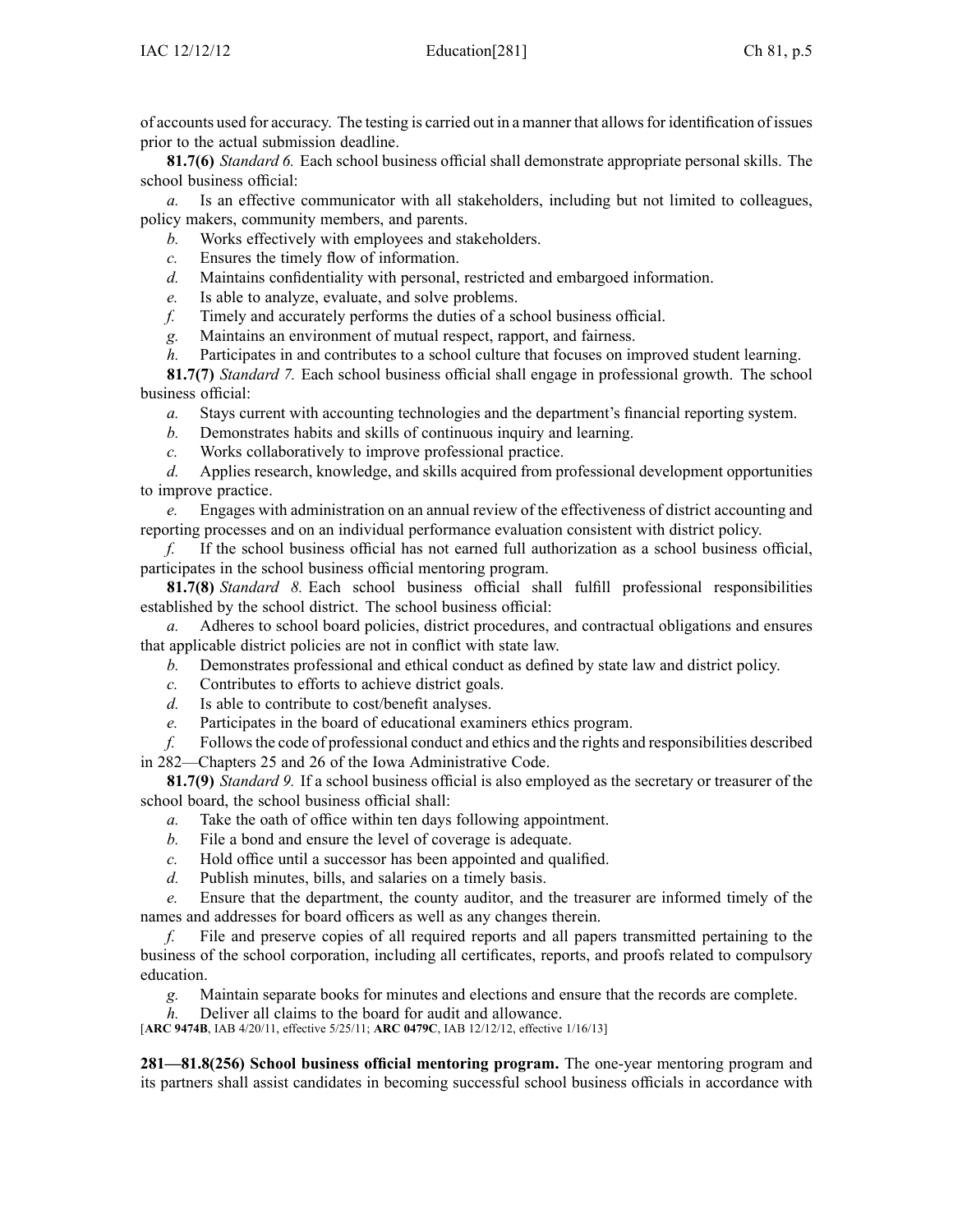of accounts used for accuracy. The testing is carried out in a manner that allows for identification of issues prior to the actual submission deadline.

**81.7(6)** *Standard 6.* Each school business official shall demonstrate appropriate personal skills. The school business official:

*a.* Is an effective communicator with all stakeholders, including but not limited to colleagues, policy makers, community members, and parents.

*b.* Works effectively with employees and stakeholders.

*c.* Ensures the timely flow of information.

*d.* Maintains confidentiality with personal, restricted and embargoed information.

*e.* Is able to analyze, evaluate, and solve problems.

*f.* Timely and accurately performs the duties of a school business official.

*g.* Maintains an environment of mutual respect, rapport, and fairness.

*h.* Participates in and contributes to a school culture that focuses on improved student learning.

**81.7(7)** *Standard 7.* Each school business official shall engage in professional growth. The school business official:

*a.* Stays current with accounting technologies and the department's financial reporting system.

*b.* Demonstrates habits and skills of continuous inquiry and learning.

*c.* Works collaboratively to improve professional practice.

*d.* Applies research, knowledge, and skills acquired from professional development opportunities to improve practice.

*e.* Engages with administration on an annual review of the effectiveness of district accounting and reporting processes and on an individual performance evaluation consistent with district policy.

*f.* If the school business official has not earned full authorization as a school business official, participates in the school business official mentoring program.

**81.7(8)** *Standard 8.* Each school business official shall fulfill professional responsibilities established by the school district. The school business official:

*a.* Adheres to school board policies, district procedures, and contractual obligations and ensures that applicable district policies are not in conflict with state law.

*b.* Demonstrates professional and ethical conduct as defined by state law and district policy.

*c.* Contributes to efforts to achieve district goals.

*d.* Is able to contribute to cost/benefit analyses.

*e.* Participates in the board of educational examiners ethics program.

*f.* Follows the code of professional conduct and ethics and the rights and responsibilities described in 282—Chapters 25 and 26 of the Iowa Administrative Code.

**81.7(9)** *Standard 9.* If a school business official is also employed as the secretary or treasurer of the school board, the school business official shall:

*a.* Take the oath of office within ten days following appointment.

*b.* File a bond and ensure the level of coverage is adequate.

*c.* Hold office until a successor has been appointed and qualified.

*d.* Publish minutes, bills, and salaries on a timely basis.

*e.* Ensure that the department, the county auditor, and the treasurer are informed timely of the names and addresses for board officers as well as any changes therein.

*f.* File and preserve copies of all required reports and all papers transmitted pertaining to the business of the school corporation, including all certificates, reports, and proofs related to compulsory education.

*g.* Maintain separate books for minutes and elections and ensure that the records are complete.

*h.* Deliver all claims to the board for audit and allowance.

[**ARC 9474B**, IAB 4/20/11, effective 5/25/11; **ARC 0479C**, IAB 12/12/12, effective 1/16/13]

**281—81.8(256) School business official mentoring program.** The one-year mentoring program and its partners shall assist candidates in becoming successful school business officials in accordance with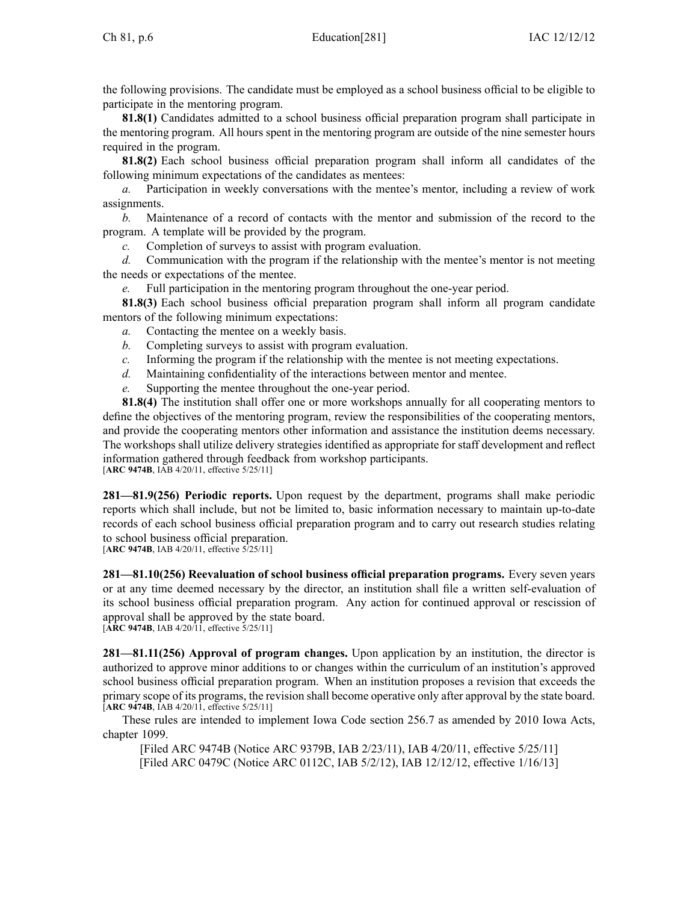the following provisions. The candidate must be employed as a school business official to be eligible to participate in the mentoring program.

**81.8(1)** Candidates admitted to a school business official preparation program shall participate in the mentoring program. All hours spent in the mentoring program are outside of the nine semester hours required in the program.

**81.8(2)** Each school business official preparation program shall inform all candidates of the following minimum expectations of the candidates as mentees:

*a.* Participation in weekly conversations with the mentee's mentor, including a review of work assignments.

*b.* Maintenance of a record of contacts with the mentor and submission of the record to the program. A template will be provided by the program.

*c.* Completion of surveys to assist with program evaluation.

*d.* Communication with the program if the relationship with the mentee's mentor is not meeting the needs or expectations of the mentee.

*e.* Full participation in the mentoring program throughout the one-year period.

**81.8(3)** Each school business official preparation program shall inform all program candidate mentors of the following minimum expectations:

*a.* Contacting the mentee on a weekly basis.

*b.* Completing surveys to assist with program evaluation.

*c.* Informing the program if the relationship with the mentee is not meeting expectations.

*d.* Maintaining confidentiality of the interactions between mentor and mentee.

*e.* Supporting the mentee throughout the one-year period.

**81.8(4)** The institution shall offer one or more workshops annually for all cooperating mentors to define the objectives of the mentoring program, review the responsibilities of the cooperating mentors, and provide the cooperating mentors other information and assistance the institution deems necessary. The workshops shall utilize delivery strategies identified as appropriate for staff development and reflect information gathered through feedback from workshop participants.
[**ARC 9474B**, IAB 4/20/11, effective 5/25/11]

**281—81.9(256) Periodic reports.** Upon request by the department, programs shall make periodic reports which shall include, but not be limited to, basic information necessary to maintain up-to-date records of each school business official preparation program and to carry out research studies relating to school business official preparation.
[**ARC 9474B**, IAB 4/20/11, effective 5/25/11]

**281—81.10(256) Reevaluation of school business official preparation programs.** Every seven years or at any time deemed necessary by the director, an institution shall file a written self-evaluation of its school business official preparation program. Any action for continued approval or rescission of approval shall be approved by the state board.
[**ARC 9474B**, IAB 4/20/11, effective 5/25/11]

**281—81.11(256) Approval of program changes.** Upon application by an institution, the director is authorized to approve minor additions to or changes within the curriculum of an institution's approved school business official preparation program. When an institution proposes a revision that exceeds the primary scope of its programs, the revision shall become operative only after approval by the state board.
[**ARC 9474B**, IAB 4/20/11, effective 5/25/11]

These rules are intended to implement Iowa Code section 256.7 as amended by 2010 Iowa Acts, chapter 1099.

[Filed ARC 9474B (Notice ARC 9379B, IAB 2/23/11), IAB 4/20/11, effective 5/25/11]
[Filed ARC 0479C (Notice ARC 0112C, IAB 5/2/12), IAB 12/12/12, effective 1/16/13]